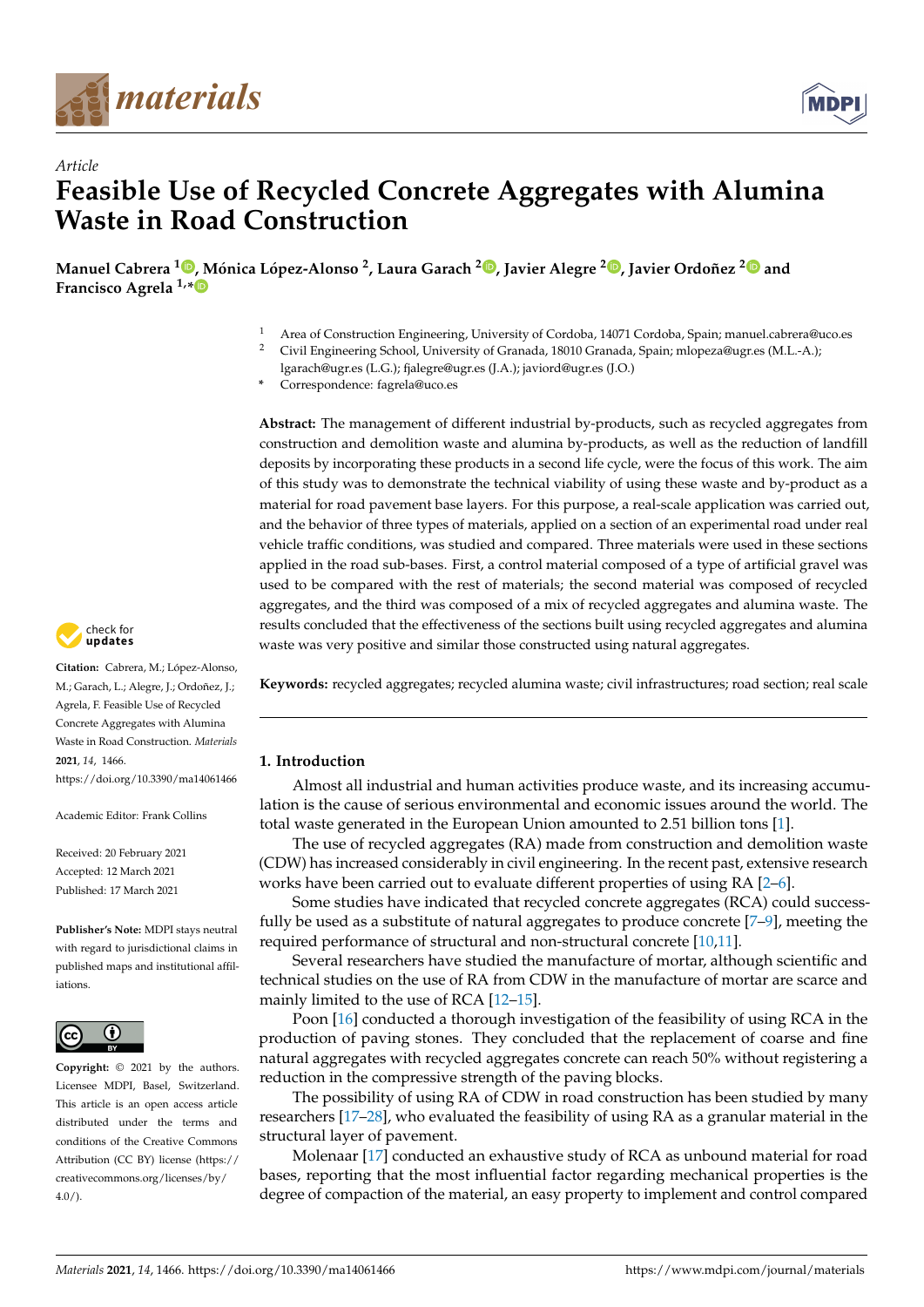*Article*

# Feasible Use of Recycled Concrete Aggregates with Alumina Waste in Road Construction

**Manuel Cabrera [1], Mónica López-Alonso [2], Laura Garach [2], Javier Alegre [2], Javier Ordoñez [2] and Francisco Agrela [1,*]**

[1] Area of Construction Engineering, University of Cordoba, 14071 Cordoba, Spain; manuel.cabrera@uco.es
[2] Civil Engineering School, University of Granada, 18010 Granada, Spain; mlopeza@ugr.es (M.L.-A.); lgarach@ugr.es (L.G.); fjalegre@ugr.es (J.A.); javiord@ugr.es (J.O.)
* Correspondence: fagrela@uco.es

**Abstract:** The management of different industrial by-products, such as recycled aggregates from construction and demolition waste and alumina by-products, as well as the reduction of landfill deposits by incorporating these products in a second life cycle, were the focus of this work. The aim of this study was to demonstrate the technical viability of using these waste and by-product as a material for road pavement base layers. For this purpose, a real-scale application was carried out, and the behavior of three types of materials, applied on a section of an experimental road under real vehicle traffic conditions, was studied and compared. Three materials were used in these sections applied in the road sub-bases. First, a control material composed of a type of artificial gravel was used to be compared with the rest of materials; the second material was composed of recycled aggregates, and the third was composed of a mix of recycled aggregates and alumina waste. The results concluded that the effectiveness of the sections built using recycled aggregates and alumina waste was very positive and similar those constructed using natural aggregates.

**Keywords:** recycled aggregates; recycled alumina waste; civil infrastructures; road section; real scale

**Citation:** Cabrera, M.; López-Alonso, M.; Garach, L.; Alegre, J.; Ordoñez, J.; Agrela, F. Feasible Use of Recycled Concrete Aggregates with Alumina Waste in Road Construction. *Materials* **2021**, *14*, 1466. https://doi.org/10.3390/ma14061466

Academic Editor: Frank Collins

Received: 20 February 2021
Accepted: 12 March 2021
Published: 17 March 2021

**Publisher's Note:** MDPI stays neutral with regard to jurisdictional claims in published maps and institutional affiliations.

**Copyright:** © 2021 by the authors. Licensee MDPI, Basel, Switzerland. This article is an open access article distributed under the terms and conditions of the Creative Commons Attribution (CC BY) license (https://creativecommons.org/licenses/by/4.0/).

## 1. Introduction

Almost all industrial and human activities produce waste, and its increasing accumulation is the cause of serious environmental and economic issues around the world. The total waste generated in the European Union amounted to 2.51 billion tons [1].

The use of recycled aggregates (RA) made from construction and demolition waste (CDW) has increased considerably in civil engineering. In the recent past, extensive research works have been carried out to evaluate different properties of using RA [2–6].

Some studies have indicated that recycled concrete aggregates (RCA) could successfully be used as a substitute of natural aggregates to produce concrete [7–9], meeting the required performance of structural and non-structural concrete [10,11].

Several researchers have studied the manufacture of mortar, although scientific and technical studies on the use of RA from CDW in the manufacture of mortar are scarce and mainly limited to the use of RCA [12–15].

Poon [16] conducted a thorough investigation of the feasibility of using RCA in the production of paving stones. They concluded that the replacement of coarse and fine natural aggregates with recycled aggregates concrete can reach 50% without registering a reduction in the compressive strength of the paving blocks.

The possibility of using RA of CDW in road construction has been studied by many researchers [17–28], who evaluated the feasibility of using RA as a granular material in the structural layer of pavement.

Molenaar [17] conducted an exhaustive study of RCA as unbound material for road bases, reporting that the most influential factor regarding mechanical properties is the degree of compaction of the material, an easy property to implement and control compared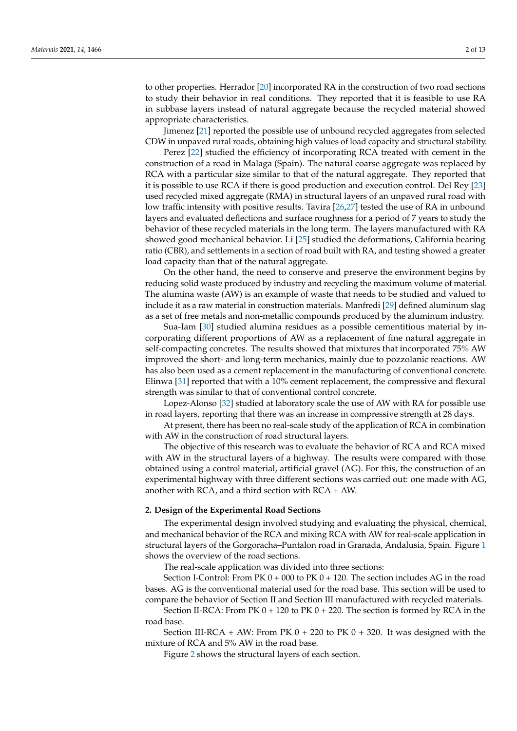to other properties. Herrador [20] incorporated RA in the construction of two road sections to study their behavior in real conditions. They reported that it is feasible to use RA in subbase layers instead of natural aggregate because the recycled material showed appropriate characteristics.

Jimenez [21] reported the possible use of unbound recycled aggregates from selected CDW in unpaved rural roads, obtaining high values of load capacity and structural stability.

Perez [22] studied the efficiency of incorporating RCA treated with cement in the construction of a road in Malaga (Spain). The natural coarse aggregate was replaced by RCA with a particular size similar to that of the natural aggregate. They reported that it is possible to use RCA if there is good production and execution control. Del Rey [23] used recycled mixed aggregate (RMA) in structural layers of an unpaved rural road with low traffic intensity with positive results. Tavira [26,27] tested the use of RA in unbound layers and evaluated deflections and surface roughness for a period of 7 years to study the behavior of these recycled materials in the long term. The layers manufactured with RA showed good mechanical behavior. Li [25] studied the deformations, California bearing ratio (CBR), and settlements in a section of road built with RA, and testing showed a greater load capacity than that of the natural aggregate.

On the other hand, the need to conserve and preserve the environment begins by reducing solid waste produced by industry and recycling the maximum volume of material. The alumina waste (AW) is an example of waste that needs to be studied and valued to include it as a raw material in construction materials. Manfredi [29] defined aluminum slag as a set of free metals and non-metallic compounds produced by the aluminum industry.

Sua-Iam [30] studied alumina residues as a possible cementitious material by incorporating different proportions of AW as a replacement of fine natural aggregate in self-compacting concretes. The results showed that mixtures that incorporated 75% AW improved the short- and long-term mechanics, mainly due to pozzolanic reactions. AW has also been used as a cement replacement in the manufacturing of conventional concrete. Elinwa [31] reported that with a 10% cement replacement, the compressive and flexural strength was similar to that of conventional control concrete.

Lopez-Alonso [32] studied at laboratory scale the use of AW with RA for possible use in road layers, reporting that there was an increase in compressive strength at 28 days.

At present, there has been no real-scale study of the application of RCA in combination with AW in the construction of road structural layers.

The objective of this research was to evaluate the behavior of RCA and RCA mixed with AW in the structural layers of a highway. The results were compared with those obtained using a control material, artificial gravel (AG). For this, the construction of an experimental highway with three different sections was carried out: one made with AG, another with RCA, and a third section with RCA + AW.

## 2. Design of the Experimental Road Sections

The experimental design involved studying and evaluating the physical, chemical, and mechanical behavior of the RCA and mixing RCA with AW for real-scale application in structural layers of the Gorgoracha–Puntalon road in Granada, Andalusia, Spain. Figure 1 shows the overview of the road sections.

The real-scale application was divided into three sections:

Section I-Control: From PK 0 + 000 to PK 0 + 120. The section includes AG in the road bases. AG is the conventional material used for the road base. This section will be used to compare the behavior of Section II and Section III manufactured with recycled materials.

Section II-RCA: From PK 0 + 120 to PK 0 + 220. The section is formed by RCA in the road base.

Section III-RCA + AW: From PK 0 + 220 to PK 0 + 320. It was designed with the mixture of RCA and 5% AW in the road base.

Figure 2 shows the structural layers of each section.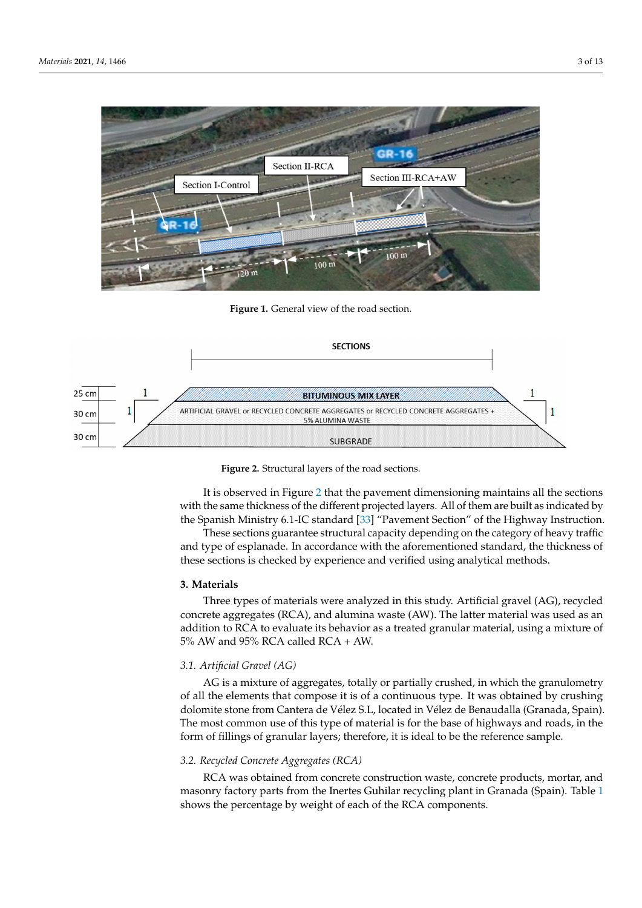**Figure 1.** General view of the road section.

**Figure 2.** Structural layers of the road sections.

It is observed in Figure 2 that the pavement dimensioning maintains all the sections with the same thickness of the different projected layers. All of them are built as indicated by the Spanish Ministry 6.1-IC standard [33] "Pavement Section" of the Highway Instruction.

These sections guarantee structural capacity depending on the category of heavy traffic and type of esplanade. In accordance with the aforementioned standard, the thickness of these sections is checked by experience and verified using analytical methods.

## 3. Materials

Three types of materials were analyzed in this study. Artificial gravel (AG), recycled concrete aggregates (RCA), and alumina waste (AW). The latter material was used as an addition to RCA to evaluate its behavior as a treated granular material, using a mixture of 5% AW and 95% RCA called RCA + AW.

### 3.1. Artificial Gravel (AG)

AG is a mixture of aggregates, totally or partially crushed, in which the granulometry of all the elements that compose it is of a continuous type. It was obtained by crushing dolomite stone from Cantera de Vélez S.L, located in Vélez de Benaudalla (Granada, Spain). The most common use of this type of material is for the base of highways and roads, in the form of fillings of granular layers; therefore, it is ideal to be the reference sample.

### 3.2. Recycled Concrete Aggregates (RCA)

RCA was obtained from concrete construction waste, concrete products, mortar, and masonry factory parts from the Inertes Guhilar recycling plant in Granada (Spain). Table 1 shows the percentage by weight of each of the RCA components.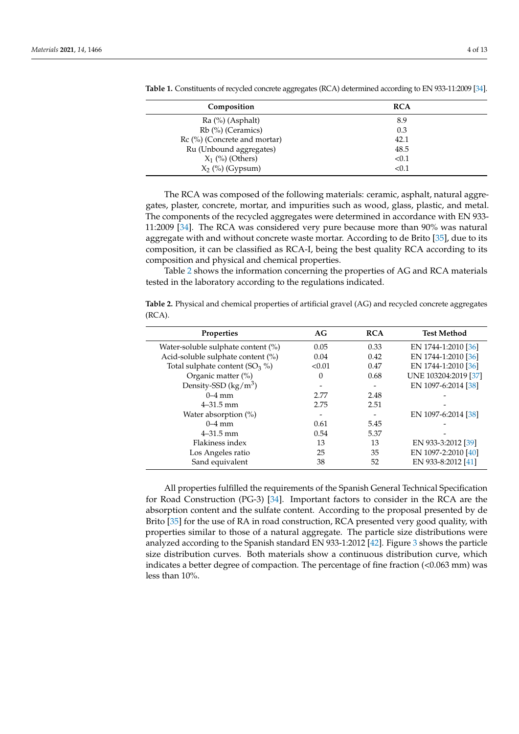**Table 1.** Constituents of recycled concrete aggregates (RCA) determined according to EN 933-11:2009 [34].

| Composition | RCA |
|---|---|
| Ra (%) (Asphalt) | 8.9 |
| Rb (%) (Ceramics) | 0.3 |
| Rc (%) (Concrete and mortar) | 42.1 |
| Ru (Unbound aggregates) | 48.5 |
| $X_1$ (%) (Others) | <0.1 |
| $X_2$ (%) (Gypsum) | <0.1 |

The RCA was composed of the following materials: ceramic, asphalt, natural aggregates, plaster, concrete, mortar, and impurities such as wood, glass, plastic, and metal. The components of the recycled aggregates were determined in accordance with EN 933-11:2009 [34]. The RCA was considered very pure because more than 90% was natural aggregate with and without concrete waste mortar. According to de Brito [35], due to its composition, it can be classified as RCA-I, being the best quality RCA according to its composition and physical and chemical properties.

Table 2 shows the information concerning the properties of AG and RCA materials tested in the laboratory according to the regulations indicated.

**Table 2.** Physical and chemical properties of artificial gravel (AG) and recycled concrete aggregates (RCA).

| Properties | AG | RCA | Test Method |
|---|---|---|---|
| Water-soluble sulphate content (%) | 0.05 | 0.33 | EN 1744-1:2010 [36] |
| Acid-soluble sulphate content (%) | 0.04 | 0.42 | EN 1744-1:2010 [36] |
| Total sulphate content ($SO_3$ %) | <0.01 | 0.47 | EN 1744-1:2010 [36] |
| Organic matter (%) | 0 | 0.68 | UNE 103204:2019 [37] |
| Density-SSD (kg/m$^3$) | - | - | EN 1097-6:2014 [38] |
| 0–4 mm | 2.77 | 2.48 | - |
| 4–31.5 mm | 2.75 | 2.51 | - |
| Water absorption (%) | - | - | EN 1097-6:2014 [38] |
| 0–4 mm | 0.61 | 5.45 | - |
| 4–31.5 mm | 0.54 | 5.37 | - |
| Flakiness index | 13 | 13 | EN 933-3:2012 [39] |
| Los Angeles ratio | 25 | 35 | EN 1097-2:2010 [40] |
| Sand equivalent | 38 | 52 | EN 933-8:2012 [41] |

All properties fulfilled the requirements of the Spanish General Technical Specification for Road Construction (PG-3) [34]. Important factors to consider in the RCA are the absorption content and the sulfate content. According to the proposal presented by de Brito [35] for the use of RA in road construction, RCA presented very good quality, with properties similar to those of a natural aggregate. The particle size distributions were analyzed according to the Spanish standard EN 933-1:2012 [42]. Figure 3 shows the particle size distribution curves. Both materials show a continuous distribution curve, which indicates a better degree of compaction. The percentage of fine fraction (<0.063 mm) was less than 10%.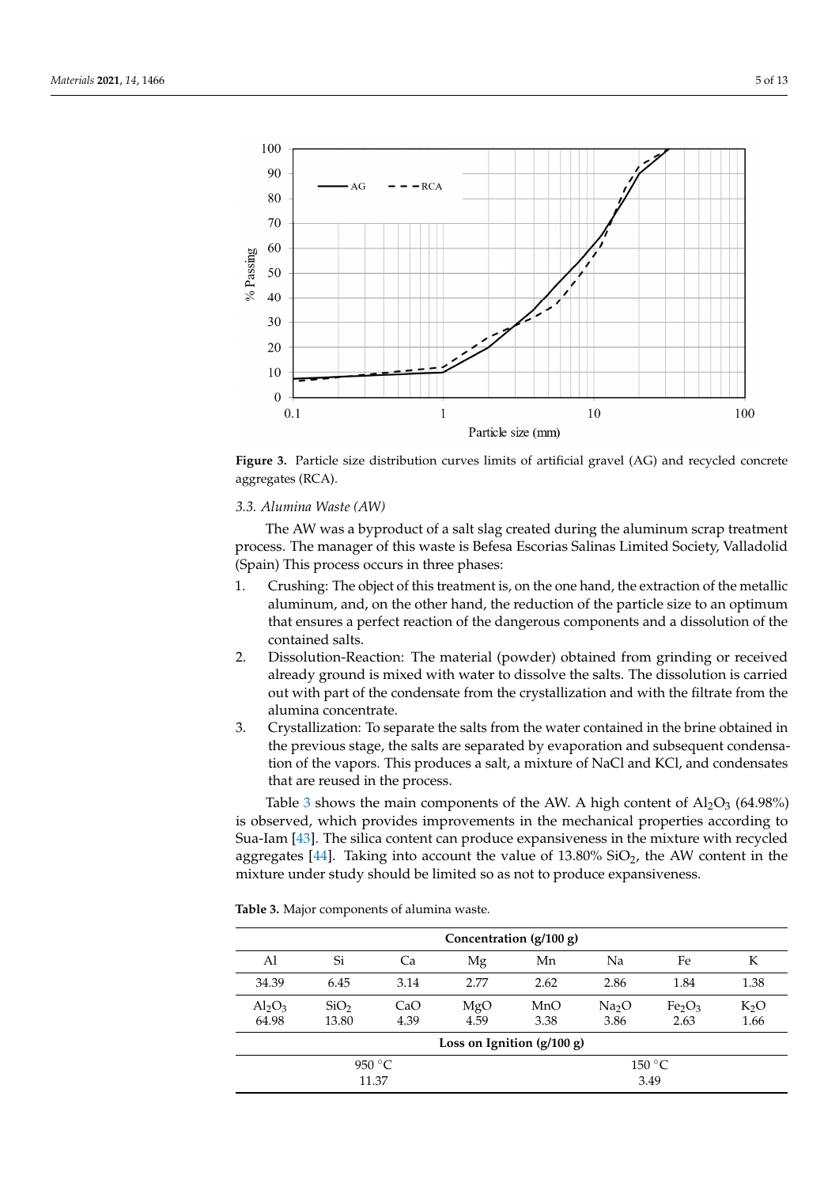Figure 3. Particle size distribution curves limits of artificial gravel (AG) and recycled concrete aggregates (RCA).

### 3.3. Alumina Waste (AW)

The AW was a byproduct of a salt slag created during the aluminum scrap treatment process. The manager of this waste is Befesa Escorias Salinas Limited Society, Valladolid (Spain) This process occurs in three phases:

1. Crushing: The object of this treatment is, on the one hand, the extraction of the metallic aluminum, and, on the other hand, the reduction of the particle size to an optimum that ensures a perfect reaction of the dangerous components and a dissolution of the contained salts.
2. Dissolution-Reaction: The material (powder) obtained from grinding or received already ground is mixed with water to dissolve the salts. The dissolution is carried out with part of the condensate from the crystallization and with the filtrate from the alumina concentrate.
3. Crystallization: To separate the salts from the water contained in the brine obtained in the previous stage, the salts are separated by evaporation and subsequent condensation of the vapors. This produces a salt, a mixture of NaCl and KCl, and condensates that are reused in the process.

Table 3 shows the main components of the AW. A high content of $Al_2O_3$ (64.98%) is observed, which provides improvements in the mechanical properties according to Sua-Iam [43]. The silica content can produce expansiveness in the mixture with recycled aggregates [44]. Taking into account the value of 13.80% $SiO_2$, the AW content in the mixture under study should be limited so as not to produce expansiveness.

**Table 3.** Major components of alumina waste.

| **Concentration (g/100 g)** | | | | | | | |
|---|---|---|---|---|---|---|---|
| Al | Si | Ca | Mg | Mn | Na | Fe | K |
| 34.39 | 6.45 | 3.14 | 2.77 | 2.62 | 2.86 | 1.84 | 1.38 |
| $Al_2O_3$ | $SiO_2$ | CaO | MgO | MnO | $Na_2O$ | $Fe_2O_3$ | $K_2O$ |
| 64.98 | 13.80 | 4.39 | 4.59 | 3.38 | 3.86 | 2.63 | 1.66 |
| **Loss on Ignition (g/100 g)** | | | | | | | |
| 950 °C | | | | 150 °C | | | |
| 11.37 | | | | 3.49 | | | |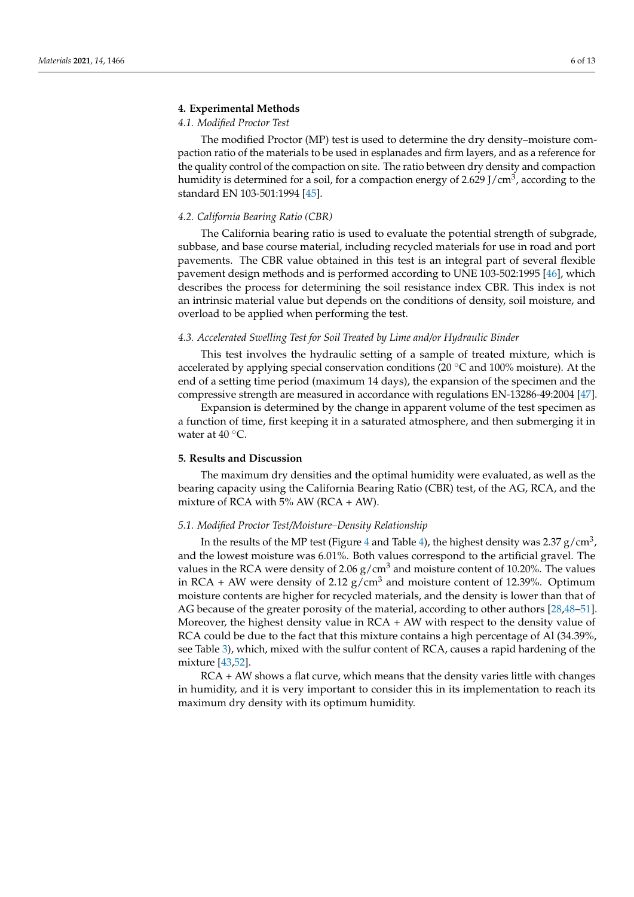## 4. Experimental Methods

### 4.1. Modified Proctor Test

The modified Proctor (MP) test is used to determine the dry density–moisture compaction ratio of the materials to be used in esplanades and firm layers, and as a reference for the quality control of the compaction on site. The ratio between dry density and compaction humidity is determined for a soil, for a compaction energy of 2.629 J/cm$^3$, according to the standard EN 103-501:1994 [45].

### 4.2. California Bearing Ratio (CBR)

The California bearing ratio is used to evaluate the potential strength of subgrade, subbase, and base course material, including recycled materials for use in road and port pavements. The CBR value obtained in this test is an integral part of several flexible pavement design methods and is performed according to UNE 103-502:1995 [46], which describes the process for determining the soil resistance index CBR. This index is not an intrinsic material value but depends on the conditions of density, soil moisture, and overload to be applied when performing the test.

### 4.3. Accelerated Swelling Test for Soil Treated by Lime and/or Hydraulic Binder

This test involves the hydraulic setting of a sample of treated mixture, which is accelerated by applying special conservation conditions (20 °C and 100% moisture). At the end of a setting time period (maximum 14 days), the expansion of the specimen and the compressive strength are measured in accordance with regulations EN-13286-49:2004 [47].

Expansion is determined by the change in apparent volume of the test specimen as a function of time, first keeping it in a saturated atmosphere, and then submerging it in water at 40 °C.

## 5. Results and Discussion

The maximum dry densities and the optimal humidity were evaluated, as well as the bearing capacity using the California Bearing Ratio (CBR) test, of the AG, RCA, and the mixture of RCA with 5% AW (RCA + AW).

### 5.1. Modified Proctor Test/Moisture–Density Relationship

In the results of the MP test (Figure 4 and Table 4), the highest density was 2.37 g/cm$^3$, and the lowest moisture was 6.01%. Both values correspond to the artificial gravel. The values in the RCA were density of 2.06 g/cm$^3$ and moisture content of 10.20%. The values in RCA + AW were density of 2.12 g/cm$^3$ and moisture content of 12.39%. Optimum moisture contents are higher for recycled materials, and the density is lower than that of AG because of the greater porosity of the material, according to other authors [28,48–51]. Moreover, the highest density value in RCA + AW with respect to the density value of RCA could be due to the fact that this mixture contains a high percentage of Al (34.39%, see Table 3), which, mixed with the sulfur content of RCA, causes a rapid hardening of the mixture [43,52].

RCA + AW shows a flat curve, which means that the density varies little with changes in humidity, and it is very important to consider this in its implementation to reach its maximum dry density with its optimum humidity.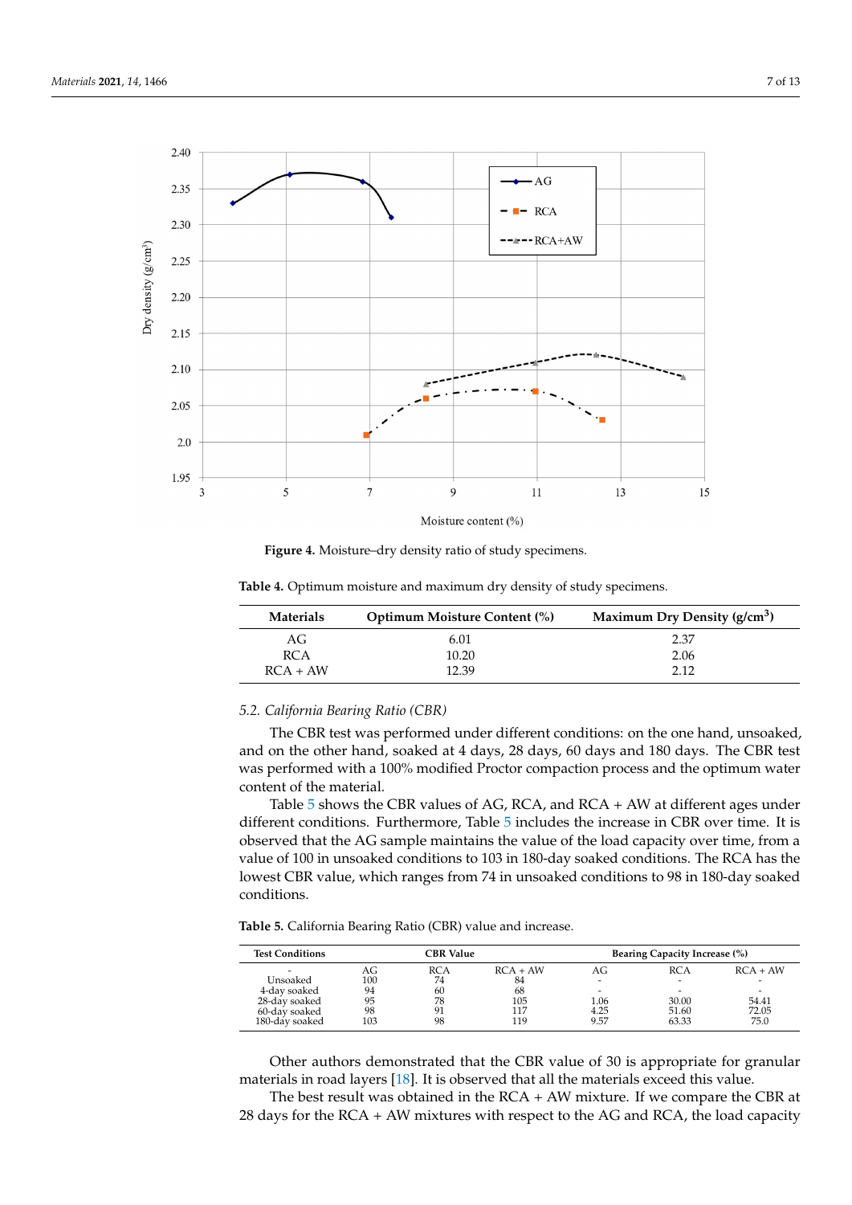**Figure 4.** Moisture–dry density ratio of study specimens.

**Table 4.** Optimum moisture and maximum dry density of study specimens.

| Materials | Optimum Moisture Content (%) | Maximum Dry Density (g/cm$^3$) |
|---|---|---|
| AG | 6.01 | 2.37 |
| RCA | 10.20 | 2.06 |
| RCA + AW | 12.39 | 2.12 |

### 5.2. California Bearing Ratio (CBR)

The CBR test was performed under different conditions: on the one hand, unsoaked, and on the other hand, soaked at 4 days, 28 days, 60 days and 180 days. The CBR test was performed with a 100% modified Proctor compaction process and the optimum water content of the material.

Table 5 shows the CBR values of AG, RCA, and RCA + AW at different ages under different conditions. Furthermore, Table 5 includes the increase in CBR over time. It is observed that the AG sample maintains the value of the load capacity over time, from a value of 100 in unsoaked conditions to 103 in 180-day soaked conditions. The RCA has the lowest CBR value, which ranges from 74 in unsoaked conditions to 98 in 180-day soaked conditions.

**Table 5.** California Bearing Ratio (CBR) value and increase.

| Test Conditions | CBR Value | | | Bearing Capacity Increase (%) | | |
|---|---|---|---|---|---|---|
| - | AG | RCA | RCA + AW | AG | RCA | RCA + AW |
| Unsoaked | 100 | 74 | 84 | - | - | - |
| 4-day soaked | 94 | 60 | 68 | - | - | - |
| 28-day soaked | 95 | 78 | 105 | 1.06 | 30.00 | 54.41 |
| 60-day soaked | 98 | 91 | 117 | 4.25 | 51.60 | 72.05 |
| 180-day soaked | 103 | 98 | 119 | 9.57 | 63.33 | 75.0 |

Other authors demonstrated that the CBR value of 30 is appropriate for granular materials in road layers [18]. It is observed that all the materials exceed this value.

The best result was obtained in the RCA + AW mixture. If we compare the CBR at 28 days for the RCA + AW mixtures with respect to the AG and RCA, the load capacity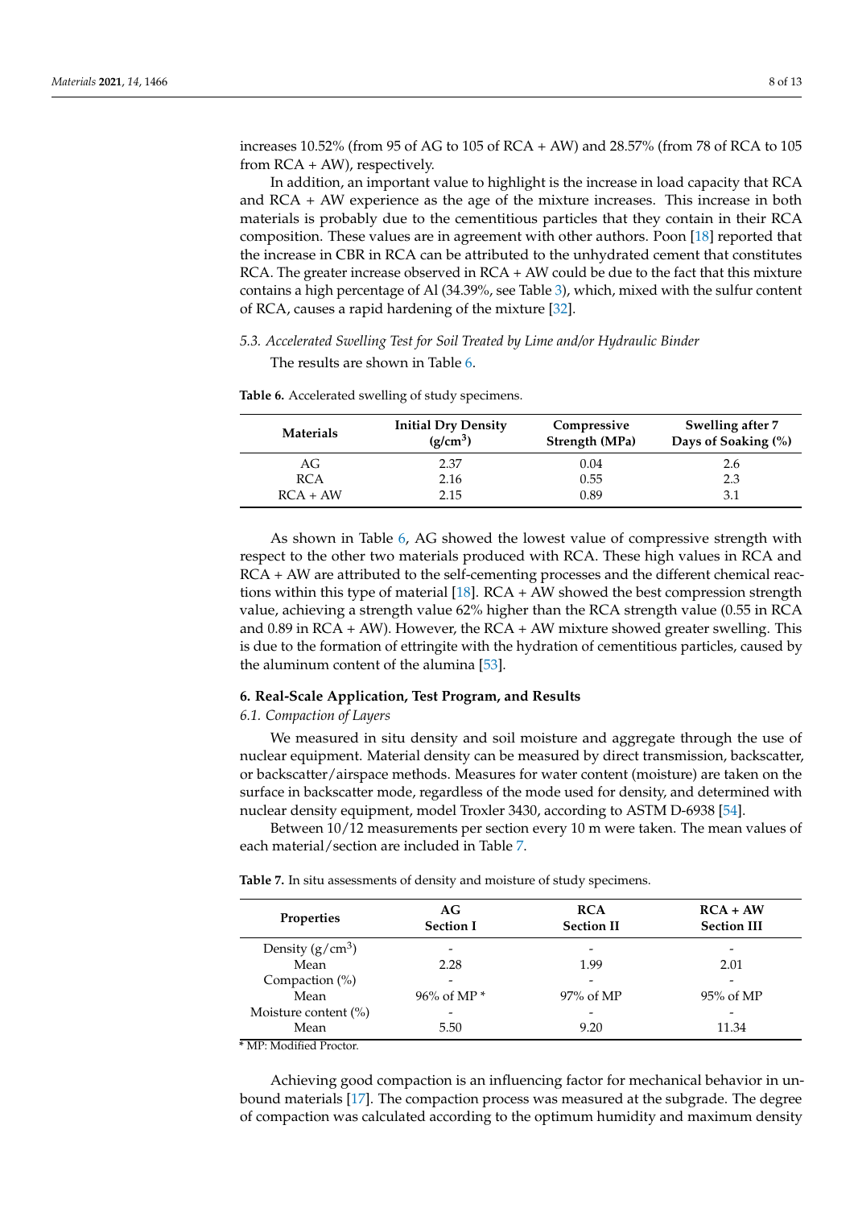increases 10.52% (from 95 of AG to 105 of RCA + AW) and 28.57% (from 78 of RCA to 105 from RCA + AW), respectively.

In addition, an important value to highlight is the increase in load capacity that RCA and RCA + AW experience as the age of the mixture increases. This increase in both materials is probably due to the cementitious particles that they contain in their RCA composition. These values are in agreement with other authors. Poon [18] reported that the increase in CBR in RCA can be attributed to the unhydrated cement that constitutes RCA. The greater increase observed in RCA + AW could be due to the fact that this mixture contains a high percentage of Al (34.39%, see Table 3), which, mixed with the sulfur content of RCA, causes a rapid hardening of the mixture [32].

### *5.3. Accelerated Swelling Test for Soil Treated by Lime and/or Hydraulic Binder*

The results are shown in Table 6.

**Table 6.** Accelerated swelling of study specimens.

| Materials | Initial Dry Density ($g/cm^3$) | Compressive Strength (MPa) | Swelling after 7 Days of Soaking (%) |
|---|---|---|---|
| AG | 2.37 | 0.04 | 2.6 |
| RCA | 2.16 | 0.55 | 2.3 |
| RCA + AW | 2.15 | 0.89 | 3.1 |

As shown in Table 6, AG showed the lowest value of compressive strength with respect to the other two materials produced with RCA. These high values in RCA and RCA + AW are attributed to the self-cementing processes and the different chemical reactions within this type of material [18]. RCA + AW showed the best compression strength value, achieving a strength value 62% higher than the RCA strength value (0.55 in RCA and 0.89 in RCA + AW). However, the RCA + AW mixture showed greater swelling. This is due to the formation of ettringite with the hydration of cementitious particles, caused by the aluminum content of the alumina [53].

## 6. Real-Scale Application, Test Program, and Results

### *6.1. Compaction of Layers*

We measured in situ density and soil moisture and aggregate through the use of nuclear equipment. Material density can be measured by direct transmission, backscatter, or backscatter/airspace methods. Measures for water content (moisture) are taken on the surface in backscatter mode, regardless of the mode used for density, and determined with nuclear density equipment, model Troxler 3430, according to ASTM D-6938 [54].

Between 10/12 measurements per section every 10 m were taken. The mean values of each material/section are included in Table 7.

**Table 7.** In situ assessments of density and moisture of study specimens.

| Properties | AG Section I | RCA Section II | RCA + AW Section III |
|---|---|---|---|
| Density ($g/cm^3$) | - | - | - |
| Mean | 2.28 | 1.99 | 2.01 |
| Compaction (%) | - | - | - |
| Mean | 96% of MP * | 97% of MP | 95% of MP |
| Moisture content (%) | - | - | - |
| Mean | 5.50 | 9.20 | 11.34 |

\* MP: Modified Proctor.

Achieving good compaction is an influencing factor for mechanical behavior in unbound materials [17]. The compaction process was measured at the subgrade. The degree of compaction was calculated according to the optimum humidity and maximum density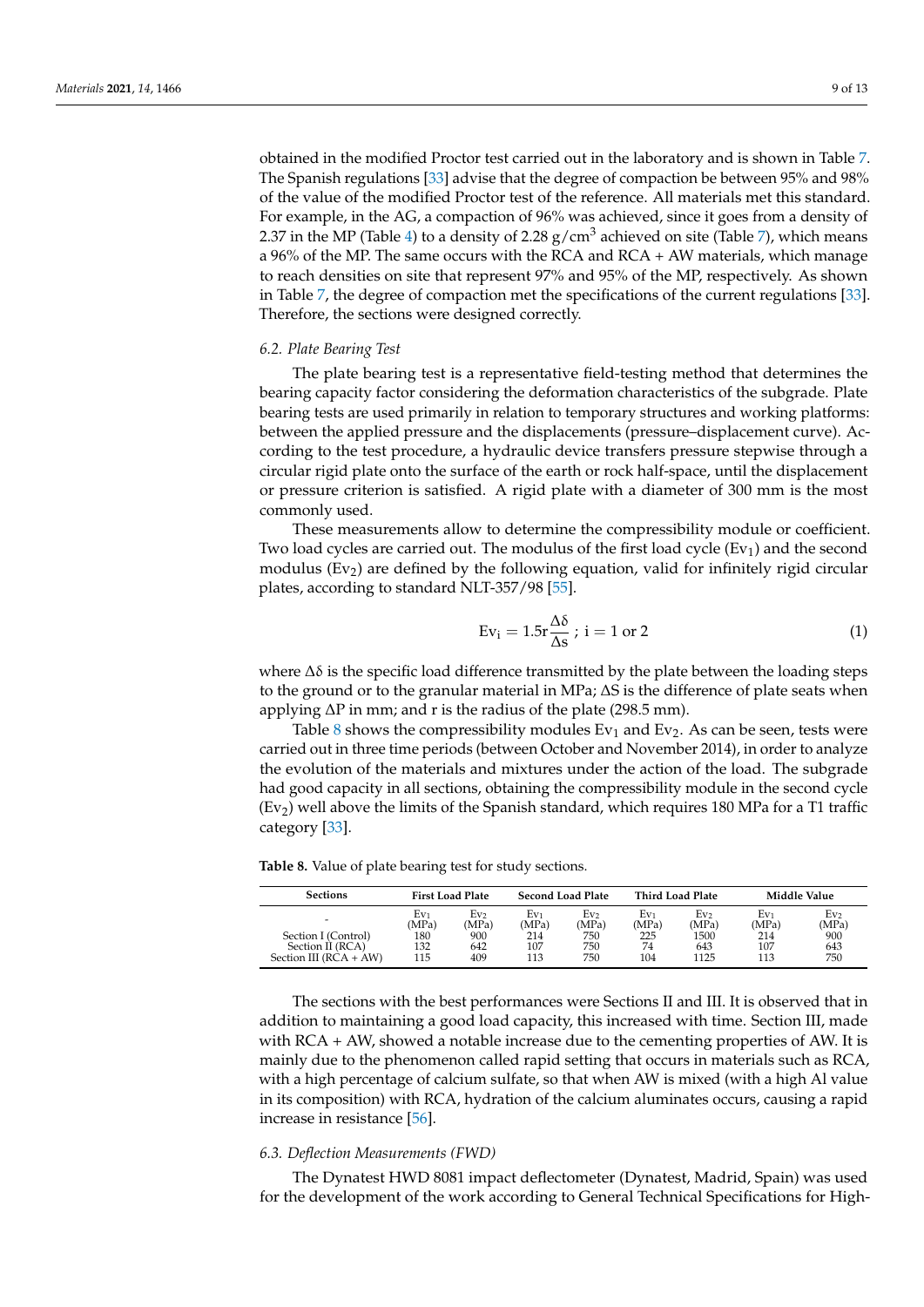obtained in the modified Proctor test carried out in the laboratory and is shown in Table 7. The Spanish regulations [33] advise that the degree of compaction be between 95% and 98% of the value of the modified Proctor test of the reference. All materials met this standard. For example, in the AG, a compaction of 96% was achieved, since it goes from a density of 2.37 in the MP (Table 4) to a density of 2.28 g/cm$^3$ achieved on site (Table 7), which means a 96% of the MP. The same occurs with the RCA and RCA + AW materials, which manage to reach densities on site that represent 97% and 95% of the MP, respectively. As shown in Table 7, the degree of compaction met the specifications of the current regulations [33]. Therefore, the sections were designed correctly.

### *6.2. Plate Bearing Test*

The plate bearing test is a representative field-testing method that determines the bearing capacity factor considering the deformation characteristics of the subgrade. Plate bearing tests are used primarily in relation to temporary structures and working platforms: between the applied pressure and the displacements (pressure–displacement curve). According to the test procedure, a hydraulic device transfers pressure stepwise through a circular rigid plate onto the surface of the earth or rock half-space, until the displacement or pressure criterion is satisfied. A rigid plate with a diameter of 300 mm is the most commonly used.

These measurements allow to determine the compressibility module or coefficient. Two load cycles are carried out. The modulus of the first load cycle ($Ev_1$) and the second modulus ($Ev_2$) are defined by the following equation, valid for infinitely rigid circular plates, according to standard NLT-357/98 [55].

$$Ev_i = 1.5r\frac{\Delta\delta}{\Delta s}\ ;\ i = 1 \text{ or } 2 \tag{1}$$

where $\Delta\delta$ is the specific load difference transmitted by the plate between the loading steps to the ground or to the granular material in MPa; $\Delta S$ is the difference of plate seats when applying $\Delta P$ in mm; and r is the radius of the plate (298.5 mm).

Table 8 shows the compressibility modules $Ev_1$ and $Ev_2$. As can be seen, tests were carried out in three time periods (between October and November 2014), in order to analyze the evolution of the materials and mixtures under the action of the load. The subgrade had good capacity in all sections, obtaining the compressibility module in the second cycle ($Ev_2$) well above the limits of the Spanish standard, which requires 180 MPa for a T1 traffic category [33].

**Table 8.** Value of plate bearing test for study sections.

| Sections | First Load Plate | | Second Load Plate | | Third Load Plate | | Middle Value | |
|---|---|---|---|---|---|---|---|---|
| - | $Ev_1$ (MPa) | $Ev_2$ (MPa) | $Ev_1$ (MPa) | $Ev_2$ (MPa) | $Ev_1$ (MPa) | $Ev_2$ (MPa) | $Ev_1$ (MPa) | $Ev_2$ (MPa) |
| Section I (Control) | 180 | 900 | 214 | 750 | 225 | 1500 | 214 | 900 |
| Section II (RCA) | 132 | 642 | 107 | 750 | 74 | 643 | 107 | 643 |
| Section III (RCA + AW) | 115 | 409 | 113 | 750 | 104 | 1125 | 113 | 750 |

The sections with the best performances were Sections II and III. It is observed that in addition to maintaining a good load capacity, this increased with time. Section III, made with RCA + AW, showed a notable increase due to the cementing properties of AW. It is mainly due to the phenomenon called rapid setting that occurs in materials such as RCA, with a high percentage of calcium sulfate, so that when AW is mixed (with a high Al value in its composition) with RCA, hydration of the calcium aluminates occurs, causing a rapid increase in resistance [56].

### *6.3. Deflection Measurements (FWD)*

The Dynatest HWD 8081 impact deflectometer (Dynatest, Madrid, Spain) was used for the development of the work according to General Technical Specifications for High-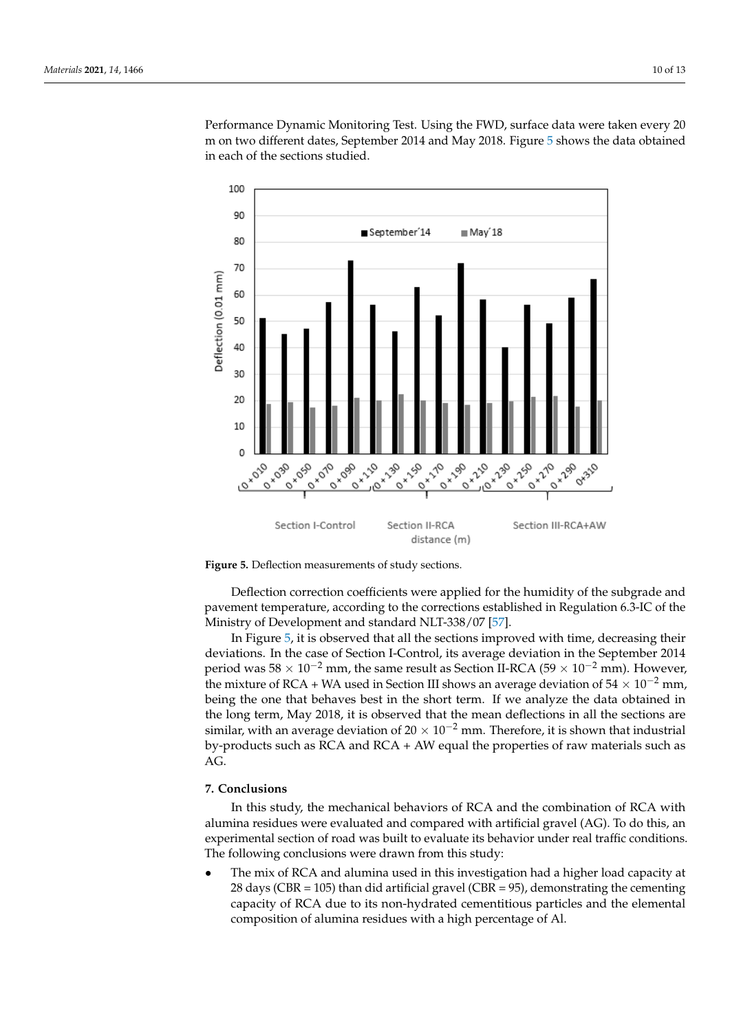Performance Dynamic Monitoring Test. Using the FWD, surface data were taken every 20 m on two different dates, September 2014 and May 2018. Figure 5 shows the data obtained in each of the sections studied.

**Figure 5.** Deflection measurements of study sections.

Deflection correction coefficients were applied for the humidity of the subgrade and pavement temperature, according to the corrections established in Regulation 6.3-IC of the Ministry of Development and standard NLT-338/07 [57].

In Figure 5, it is observed that all the sections improved with time, decreasing their deviations. In the case of Section I-Control, its average deviation in the September 2014 period was $58 \times 10^{-2}$ mm, the same result as Section II-RCA ($59 \times 10^{-2}$ mm). However, the mixture of RCA + WA used in Section III shows an average deviation of $54 \times 10^{-2}$ mm, being the one that behaves best in the short term. If we analyze the data obtained in the long term, May 2018, it is observed that the mean deflections in all the sections are similar, with an average deviation of $20 \times 10^{-2}$ mm. Therefore, it is shown that industrial by-products such as RCA and RCA + AW equal the properties of raw materials such as AG.

## 7. Conclusions

In this study, the mechanical behaviors of RCA and the combination of RCA with alumina residues were evaluated and compared with artificial gravel (AG). To do this, an experimental section of road was built to evaluate its behavior under real traffic conditions. The following conclusions were drawn from this study:

- The mix of RCA and alumina used in this investigation had a higher load capacity at 28 days (CBR = 105) than did artificial gravel (CBR = 95), demonstrating the cementing capacity of RCA due to its non-hydrated cementitious particles and the elemental composition of alumina residues with a high percentage of Al.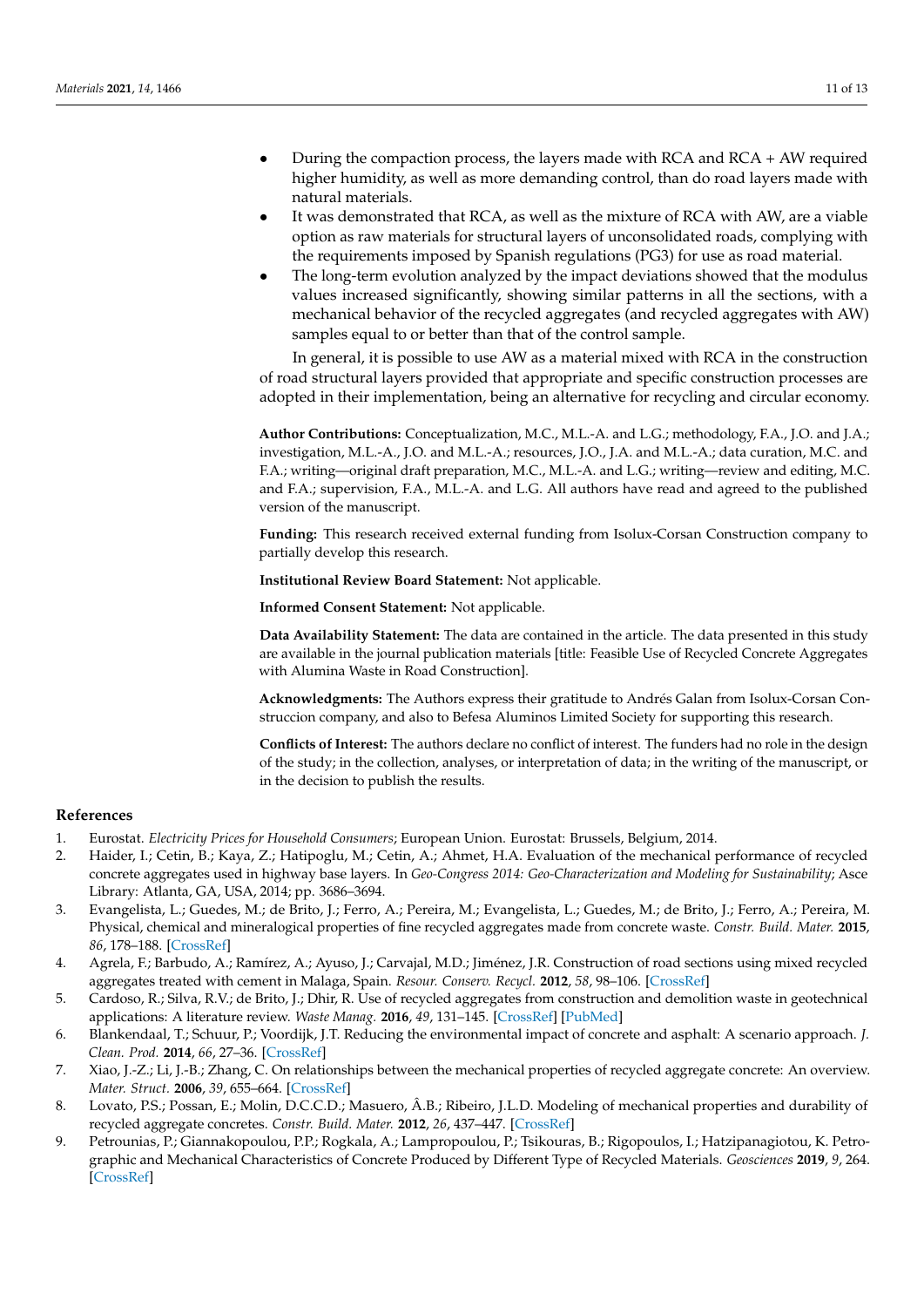- During the compaction process, the layers made with RCA and RCA + AW required higher humidity, as well as more demanding control, than do road layers made with natural materials.
- It was demonstrated that RCA, as well as the mixture of RCA with AW, are a viable option as raw materials for structural layers of unconsolidated roads, complying with the requirements imposed by Spanish regulations (PG3) for use as road material.
- The long-term evolution analyzed by the impact deviations showed that the modulus values increased significantly, showing similar patterns in all the sections, with a mechanical behavior of the recycled aggregates (and recycled aggregates with AW) samples equal to or better than that of the control sample.

In general, it is possible to use AW as a material mixed with RCA in the construction of road structural layers provided that appropriate and specific construction processes are adopted in their implementation, being an alternative for recycling and circular economy.

**Author Contributions:** Conceptualization, M.C., M.L.-A. and L.G.; methodology, F.A., J.O. and J.A.; investigation, M.L.-A., J.O. and M.L.-A.; resources, J.O., J.A. and M.L.-A.; data curation, M.C. and F.A.; writing—original draft preparation, M.C., M.L.-A. and L.G.; writing—review and editing, M.C. and F.A.; supervision, F.A., M.L.-A. and L.G. All authors have read and agreed to the published version of the manuscript.

**Funding:** This research received external funding from Isolux-Corsan Construction company to partially develop this research.

**Institutional Review Board Statement:** Not applicable.

**Informed Consent Statement:** Not applicable.

**Data Availability Statement:** The data are contained in the article. The data presented in this study are available in the journal publication materials [title: Feasible Use of Recycled Concrete Aggregates with Alumina Waste in Road Construction].

**Acknowledgments:** The Authors express their gratitude to Andrés Galan from Isolux-Corsan Construccion company, and also to Befesa Aluminos Limited Society for supporting this research.

**Conflicts of Interest:** The authors declare no conflict of interest. The funders had no role in the design of the study; in the collection, analyses, or interpretation of data; in the writing of the manuscript, or in the decision to publish the results.

## References

1. Eurostat. *Electricity Prices for Household Consumers*; European Union. Eurostat: Brussels, Belgium, 2014.
2. Haider, I.; Cetin, B.; Kaya, Z.; Hatipoglu, M.; Cetin, A.; Ahmet, H.A. Evaluation of the mechanical performance of recycled concrete aggregates used in highway base layers. In *Geo-Congress 2014: Geo-Characterization and Modeling for Sustainability*; Asce Library: Atlanta, GA, USA, 2014; pp. 3686–3694.
3. Evangelista, L.; Guedes, M.; de Brito, J.; Ferro, A.; Pereira, M.; Evangelista, L.; Guedes, M.; de Brito, J.; Ferro, A.; Pereira, M. Physical, chemical and mineralogical properties of fine recycled aggregates made from concrete waste. *Constr. Build. Mater.* **2015**, *86*, 178–188. [CrossRef]
4. Agrela, F.; Barbudo, A.; Ramírez, A.; Ayuso, J.; Carvajal, M.D.; Jiménez, J.R. Construction of road sections using mixed recycled aggregates treated with cement in Malaga, Spain. *Resour. Conserv. Recycl.* **2012**, *58*, 98–106. [CrossRef]
5. Cardoso, R.; Silva, R.V.; de Brito, J.; Dhir, R. Use of recycled aggregates from construction and demolition waste in geotechnical applications: A literature review. *Waste Manag.* **2016**, *49*, 131–145. [CrossRef] [PubMed]
6. Blankendaal, T.; Schuur, P.; Voordijk, J.T. Reducing the environmental impact of concrete and asphalt: A scenario approach. *J. Clean. Prod.* **2014**, *66*, 27–36. [CrossRef]
7. Xiao, J.-Z.; Li, J.-B.; Zhang, C. On relationships between the mechanical properties of recycled aggregate concrete: An overview. *Mater. Struct.* **2006**, *39*, 655–664. [CrossRef]
8. Lovato, P.S.; Possan, E.; Molin, D.C.C.D.; Masuero, Â.B.; Ribeiro, J.L.D. Modeling of mechanical properties and durability of recycled aggregate concretes. *Constr. Build. Mater.* **2012**, *26*, 437–447. [CrossRef]
9. Petrounias, P.; Giannakopoulou, P.P.; Rogkala, A.; Lampropoulou, P.; Tsikouras, B.; Rigopoulos, I.; Hatzipanagiotou, K. Petrographic and Mechanical Characteristics of Concrete Produced by Different Type of Recycled Materials. *Geosciences* **2019**, *9*, 264. [CrossRef]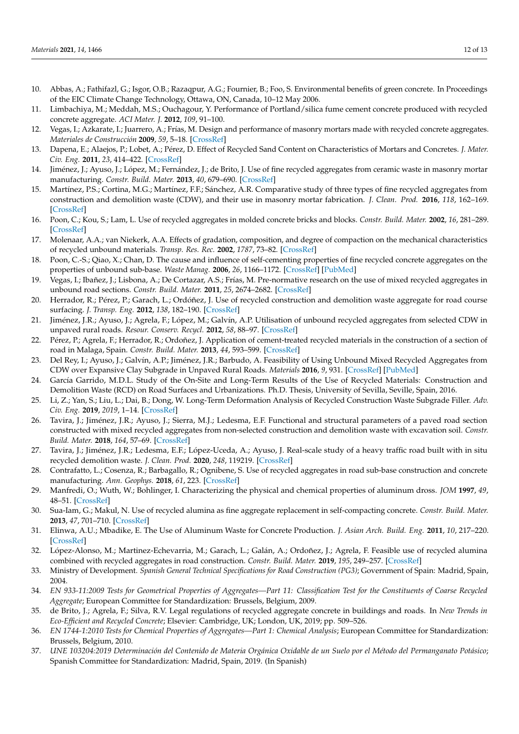10. Abbas, A.; Fathifazl, G.; Isgor, O.B.; Razaqpur, A.G.; Fournier, B.; Foo, S. Environmental benefits of green concrete. In Proceedings of the EIC Climate Change Technology, Ottawa, ON, Canada, 10–12 May 2006.
11. Limbachiya, M.; Meddah, M.S.; Ouchagour, Y. Performance of Portland/silica fume cement concrete produced with recycled concrete aggregate. *ACI Mater. J.* **2012**, *109*, 91–100.
12. Vegas, I.; Azkarate, I.; Juarrero, A.; Frías, M. Design and performance of masonry mortars made with recycled concrete aggregates. *Materiales de Construcción* **2009**, *59*, 5–18. [CrossRef]
13. Dapena, E.; Alaejos, P.; Lobet, A.; Pérez, D. Effect of Recycled Sand Content on Characteristics of Mortars and Concretes. *J. Mater. Civ. Eng.* **2011**, *23*, 414–422. [CrossRef]
14. Jiménez, J.; Ayuso, J.; López, M.; Fernández, J.; de Brito, J. Use of fine recycled aggregates from ceramic waste in masonry mortar manufacturing. *Constr. Build. Mater.* **2013**, *40*, 679–690. [CrossRef]
15. Martínez, P.S.; Cortina, M.G.; Martínez, F.F.; Sánchez, A.R. Comparative study of three types of fine recycled aggregates from construction and demolition waste (CDW), and their use in masonry mortar fabrication. *J. Clean. Prod.* **2016**, *118*, 162–169. [CrossRef]
16. Poon, C.; Kou, S.; Lam, L. Use of recycled aggregates in molded concrete bricks and blocks. *Constr. Build. Mater.* **2002**, *16*, 281–289. [CrossRef]
17. Molenaar, A.A.; van Niekerk, A.A. Effects of gradation, composition, and degree of compaction on the mechanical characteristics of recycled unbound materials. *Transp. Res. Rec.* **2002**, *1787*, 73–82. [CrossRef]
18. Poon, C.-S.; Qiao, X.; Chan, D. The cause and influence of self-cementing properties of fine recycled concrete aggregates on the properties of unbound sub-base. *Waste Manag.* **2006**, *26*, 1166–1172. [CrossRef] [PubMed]
19. Vegas, I.; Ibañez, J.; Lisbona, A.; De Cortazar, A.S.; Frías, M. Pre-normative research on the use of mixed recycled aggregates in unbound road sections. *Constr. Build. Mater.* **2011**, *25*, 2674–2682. [CrossRef]
20. Herrador, R.; Pérez, P.; Garach, L.; Ordóñez, J. Use of recycled construction and demolition waste aggregate for road course surfacing. *J. Transp. Eng.* **2012**, *138*, 182–190. [CrossRef]
21. Jiménez, J.R.; Ayuso, J.; Agrela, F.; López, M.; Galvín, A.P. Utilisation of unbound recycled aggregates from selected CDW in unpaved rural roads. *Resour. Conserv. Recycl.* **2012**, *58*, 88–97. [CrossRef]
22. Pérez, P.; Agrela, F.; Herrador, R.; Ordoñez, J. Application of cement-treated recycled materials in the construction of a section of road in Malaga, Spain. *Constr. Build. Mater.* **2013**, *44*, 593–599. [CrossRef]
23. Del Rey, I.; Ayuso, J.; Galvín, A.P.; Jiménez, J.R.; Barbudo, A. Feasibility of Using Unbound Mixed Recycled Aggregates from CDW over Expansive Clay Subgrade in Unpaved Rural Roads. *Materials* **2016**, *9*, 931. [CrossRef] [PubMed]
24. García Garrido, M.D.L. Study of the On-Site and Long-Term Results of the Use of Recycled Materials: Construction and Demolition Waste (RCD) on Road Surfaces and Urbanizations. Ph.D. Thesis, University of Sevilla, Seville, Spain, 2016.
25. Li, Z.; Yan, S.; Liu, L.; Dai, B.; Dong, W. Long-Term Deformation Analysis of Recycled Construction Waste Subgrade Filler. *Adv. Civ. Eng.* **2019**, *2019*, 1–14. [CrossRef]
26. Tavira, J.; Jiménez, J.R.; Ayuso, J.; Sierra, M.J.; Ledesma, E.F. Functional and structural parameters of a paved road section constructed with mixed recycled aggregates from non-selected construction and demolition waste with excavation soil. *Constr. Build. Mater.* **2018**, *164*, 57–69. [CrossRef]
27. Tavira, J.; Jiménez, J.R.; Ledesma, E.F.; López-Uceda, A.; Ayuso, J. Real-scale study of a heavy traffic road built with in situ recycled demolition waste. *J. Clean. Prod.* **2020**, *248*, 119219. [CrossRef]
28. Contrafatto, L.; Cosenza, R.; Barbagallo, R.; Ognibene, S. Use of recycled aggregates in road sub-base construction and concrete manufacturing. *Ann. Geophys.* **2018**, *61*, 223. [CrossRef]
29. Manfredi, O.; Wuth, W.; Bohlinger, I. Characterizing the physical and chemical properties of aluminum dross. *JOM* **1997**, *49*, 48–51. [CrossRef]
30. Sua-Iam, G.; Makul, N. Use of recycled alumina as fine aggregate replacement in self-compacting concrete. *Constr. Build. Mater.* **2013**, *47*, 701–710. [CrossRef]
31. Elinwa, A.U.; Mbadike, E. The Use of Aluminum Waste for Concrete Production. *J. Asian Arch. Build. Eng.* **2011**, *10*, 217–220. [CrossRef]
32. López-Alonso, M.; Martinez-Echevarria, M.; Garach, L.; Galán, A.; Ordoñez, J.; Agrela, F. Feasible use of recycled alumina combined with recycled aggregates in road construction. *Constr. Build. Mater.* **2019**, *195*, 249–257. [CrossRef]
33. Ministry of Development. *Spanish General Technical Specifications for Road Construction (PG3)*; Government of Spain: Madrid, Spain, 2004.
34. *EN 933-11:2009 Tests for Geometrical Properties of Aggregates—Part 11: Classification Test for the Constituents of Coarse Recycled Aggregate*; European Committee for Standardization: Brussels, Belgium, 2009.
35. de Brito, J.; Agrela, F.; Silva, R.V. Legal regulations of recycled aggregate concrete in buildings and roads. In *New Trends in Eco-Efficient and Recycled Concrete*; Elsevier: Cambridge, UK; London, UK, 2019; pp. 509–526.
36. *EN 1744-1:2010 Tests for Chemical Properties of Aggregates—Part 1: Chemical Analysis*; European Committee for Standardization: Brussels, Belgium, 2010.
37. *UNE 103204:2019 Determinación del Contenido de Materia Orgánica Oxidable de un Suelo por el Método del Permanganato Potásico*; Spanish Committee for Standardization: Madrid, Spain, 2019. (In Spanish)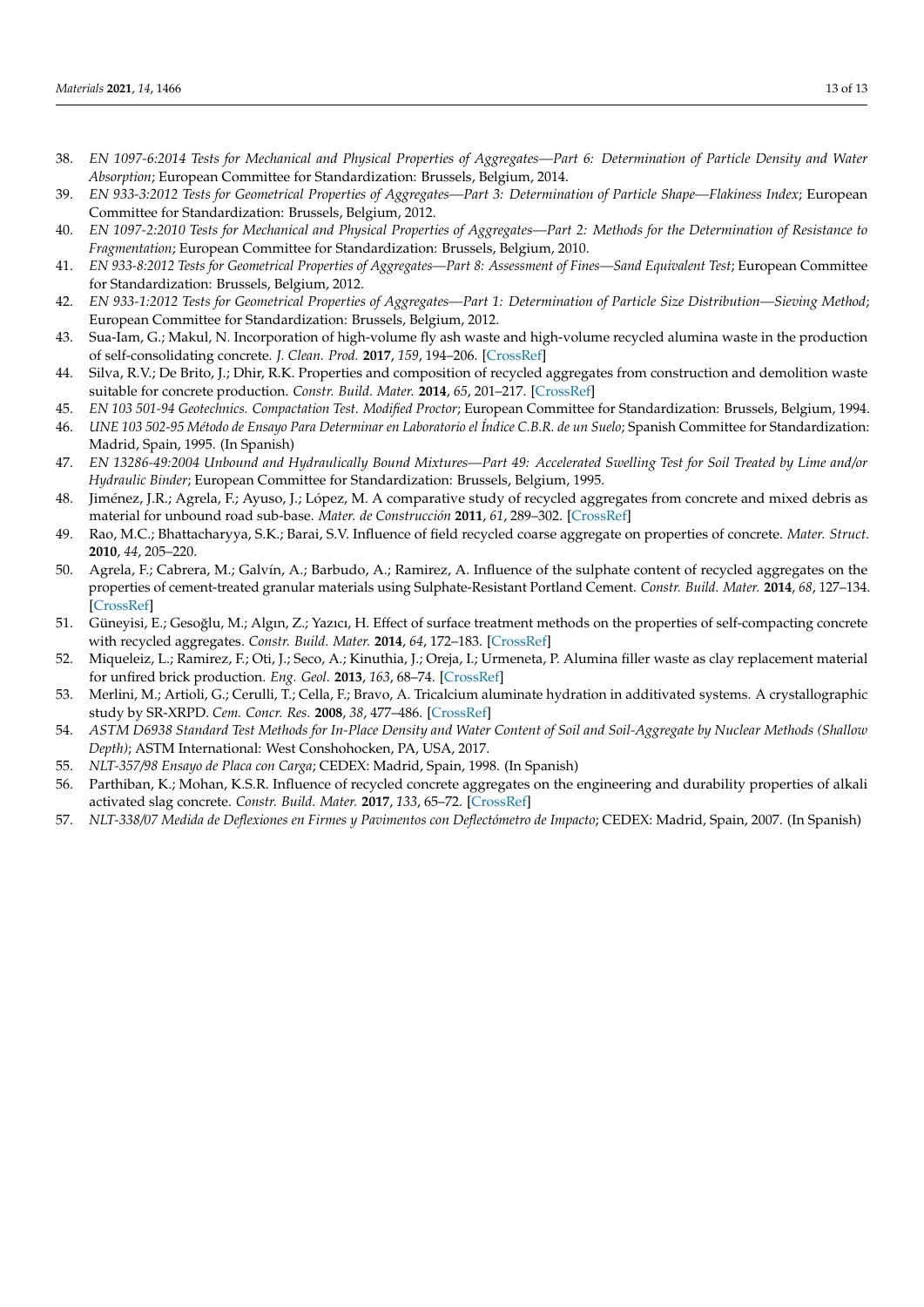38. *EN 1097-6:2014 Tests for Mechanical and Physical Properties of Aggregates—Part 6: Determination of Particle Density and Water Absorption*; European Committee for Standardization: Brussels, Belgium, 2014.
39. *EN 933-3:2012 Tests for Geometrical Properties of Aggregates—Part 3: Determination of Particle Shape—Flakiness Index*; European Committee for Standardization: Brussels, Belgium, 2012.
40. *EN 1097-2:2010 Tests for Mechanical and Physical Properties of Aggregates—Part 2: Methods for the Determination of Resistance to Fragmentation*; European Committee for Standardization: Brussels, Belgium, 2010.
41. *EN 933-8:2012 Tests for Geometrical Properties of Aggregates—Part 8: Assessment of Fines—Sand Equivalent Test*; European Committee for Standardization: Brussels, Belgium, 2012.
42. *EN 933-1:2012 Tests for Geometrical Properties of Aggregates—Part 1: Determination of Particle Size Distribution—Sieving Method*; European Committee for Standardization: Brussels, Belgium, 2012.
43. Sua-Iam, G.; Makul, N. Incorporation of high-volume fly ash waste and high-volume recycled alumina waste in the production of self-consolidating concrete. *J. Clean. Prod.* **2017**, *159*, 194–206. [CrossRef]
44. Silva, R.V.; De Brito, J.; Dhir, R.K. Properties and composition of recycled aggregates from construction and demolition waste suitable for concrete production. *Constr. Build. Mater.* **2014**, *65*, 201–217. [CrossRef]
45. *EN 103 501-94 Geotechnics. Compactation Test. Modified Proctor*; European Committee for Standardization: Brussels, Belgium, 1994.
46. *UNE 103 502-95 Método de Ensayo Para Determinar en Laboratorio el Índice C.B.R. de un Suelo*; Spanish Committee for Standardization: Madrid, Spain, 1995. (In Spanish)
47. *EN 13286-49:2004 Unbound and Hydraulically Bound Mixtures—Part 49: Accelerated Swelling Test for Soil Treated by Lime and/or Hydraulic Binder*; European Committee for Standardization: Brussels, Belgium, 1995.
48. Jiménez, J.R.; Agrela, F.; Ayuso, J.; López, M. A comparative study of recycled aggregates from concrete and mixed debris as material for unbound road sub-base. *Mater. de Construcción* **2011**, *61*, 289–302. [CrossRef]
49. Rao, M.C.; Bhattacharyya, S.K.; Barai, S.V. Influence of field recycled coarse aggregate on properties of concrete. *Mater. Struct.* **2010**, *44*, 205–220.
50. Agrela, F.; Cabrera, M.; Galvín, A.; Barbudo, A.; Ramirez, A. Influence of the sulphate content of recycled aggregates on the properties of cement-treated granular materials using Sulphate-Resistant Portland Cement. *Constr. Build. Mater.* **2014**, *68*, 127–134. [CrossRef]
51. Güneyisi, E.; Gesoğlu, M.; Algın, Z.; Yazıcı, H. Effect of surface treatment methods on the properties of self-compacting concrete with recycled aggregates. *Constr. Build. Mater.* **2014**, *64*, 172–183. [CrossRef]
52. Miqueleiz, L.; Ramirez, F.; Oti, J.; Seco, A.; Kinuthia, J.; Oreja, I.; Urmeneta, P. Alumina filler waste as clay replacement material for unfired brick production. *Eng. Geol.* **2013**, *163*, 68–74. [CrossRef]
53. Merlini, M.; Artioli, G.; Cerulli, T.; Cella, F.; Bravo, A. Tricalcium aluminate hydration in additivated systems. A crystallographic study by SR-XRPD. *Cem. Concr. Res.* **2008**, *38*, 477–486. [CrossRef]
54. *ASTM D6938 Standard Test Methods for In-Place Density and Water Content of Soil and Soil-Aggregate by Nuclear Methods (Shallow Depth)*; ASTM International: West Conshohocken, PA, USA, 2017.
55. *NLT-357/98 Ensayo de Placa con Carga*; CEDEX: Madrid, Spain, 1998. (In Spanish)
56. Parthiban, K.; Mohan, K.S.R. Influence of recycled concrete aggregates on the engineering and durability properties of alkali activated slag concrete. *Constr. Build. Mater.* **2017**, *133*, 65–72. [CrossRef]
57. *NLT-338/07 Medida de Deflexiones en Firmes y Pavimentos con Deflectómetro de Impacto*; CEDEX: Madrid, Spain, 2007. (In Spanish)